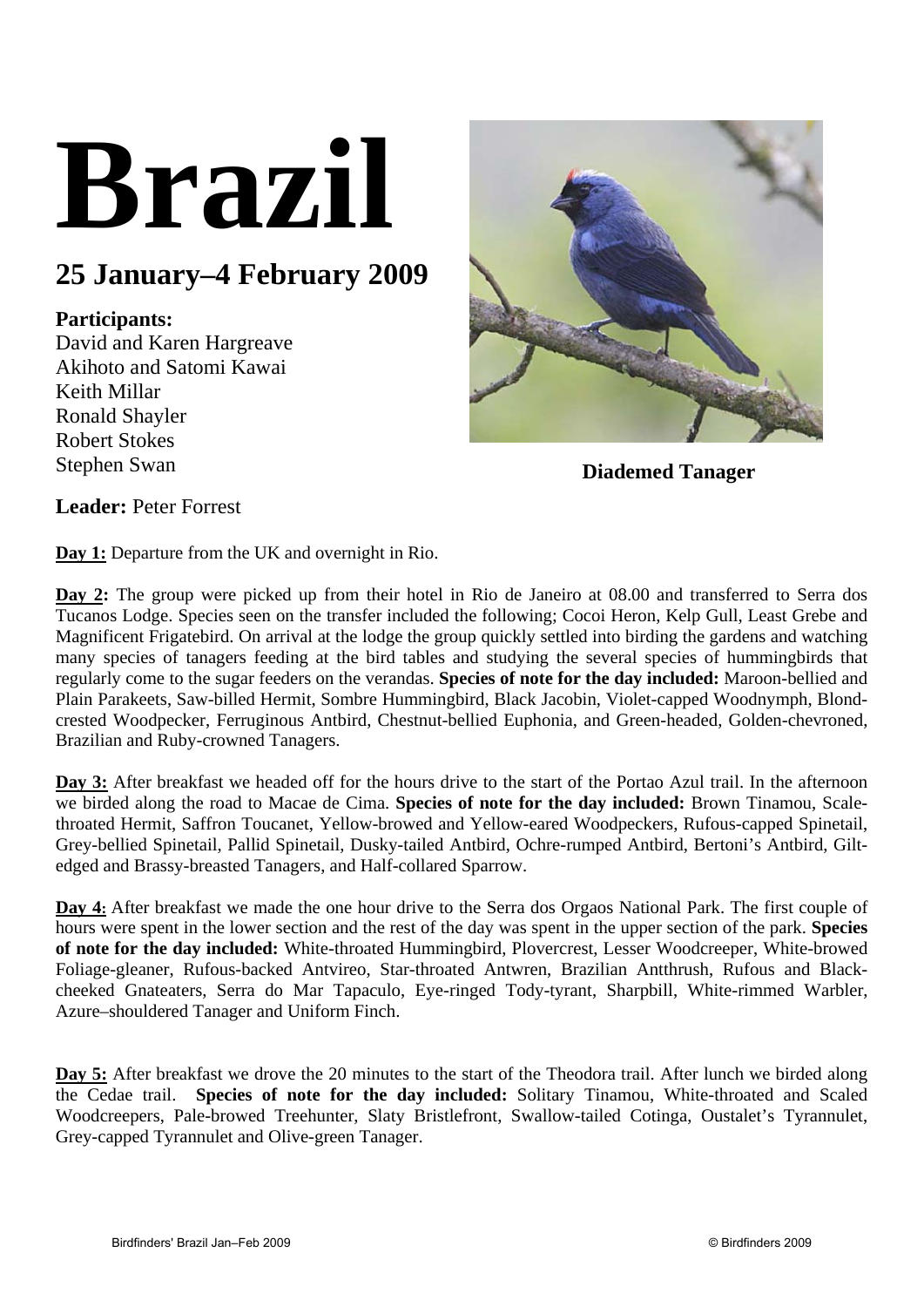# Brazil

## 25 January–4 February 2009

**Participants:**
David and Karen Hargreave
Akihoto and Satomi Kawai
Keith Millar
Ronald Shayler
Robert Stokes
Stephen Swan

**Diademed Tanager**

**Leader:** Peter Forrest

**Day 1:** Departure from the UK and overnight in Rio.

**Day 2:** The group were picked up from their hotel in Rio de Janeiro at 08.00 and transferred to Serra dos Tucanos Lodge. Species seen on the transfer included the following; Cocoi Heron, Kelp Gull, Least Grebe and Magnificent Frigatebird. On arrival at the lodge the group quickly settled into birding the gardens and watching many species of tanagers feeding at the bird tables and studying the several species of hummingbirds that regularly come to the sugar feeders on the verandas. **Species of note for the day included:** Maroon-bellied and Plain Parakeets, Saw-billed Hermit, Sombre Hummingbird, Black Jacobin, Violet-capped Woodnymph, Blond-crested Woodpecker, Ferruginous Antbird, Chestnut-bellied Euphonia, and Green-headed, Golden-chevroned, Brazilian and Ruby-crowned Tanagers.

**Day 3:** After breakfast we headed off for the hours drive to the start of the Portao Azul trail. In the afternoon we birded along the road to Macae de Cima. **Species of note for the day included:** Brown Tinamou, Scale-throated Hermit, Saffron Toucanet, Yellow-browed and Yellow-eared Woodpeckers, Rufous-capped Spinetail, Grey-bellied Spinetail, Pallid Spinetail, Dusky-tailed Antbird, Ochre-rumped Antbird, Bertoni's Antbird, Gilt-edged and Brassy-breasted Tanagers, and Half-collared Sparrow.

**Day 4:** After breakfast we made the one hour drive to the Serra dos Orgaos National Park. The first couple of hours were spent in the lower section and the rest of the day was spent in the upper section of the park. **Species of note for the day included:** White-throated Hummingbird, Plovercrest, Lesser Woodcreeper, White-browed Foliage-gleaner, Rufous-backed Antvireo, Star-throated Antwren, Brazilian Antthrush, Rufous and Black-cheeked Gnateaters, Serra do Mar Tapaculo, Eye-ringed Tody-tyrant, Sharpbill, White-rimmed Warbler, Azure–shouldered Tanager and Uniform Finch.

**Day 5:** After breakfast we drove the 20 minutes to the start of the Theodora trail. After lunch we birded along the Cedae trail. **Species of note for the day included:** Solitary Tinamou, White-throated and Scaled Woodcreepers, Pale-browed Treehunter, Slaty Bristlefront, Swallow-tailed Cotinga, Oustalet's Tyrannulet, Grey-capped Tyrannulet and Olive-green Tanager.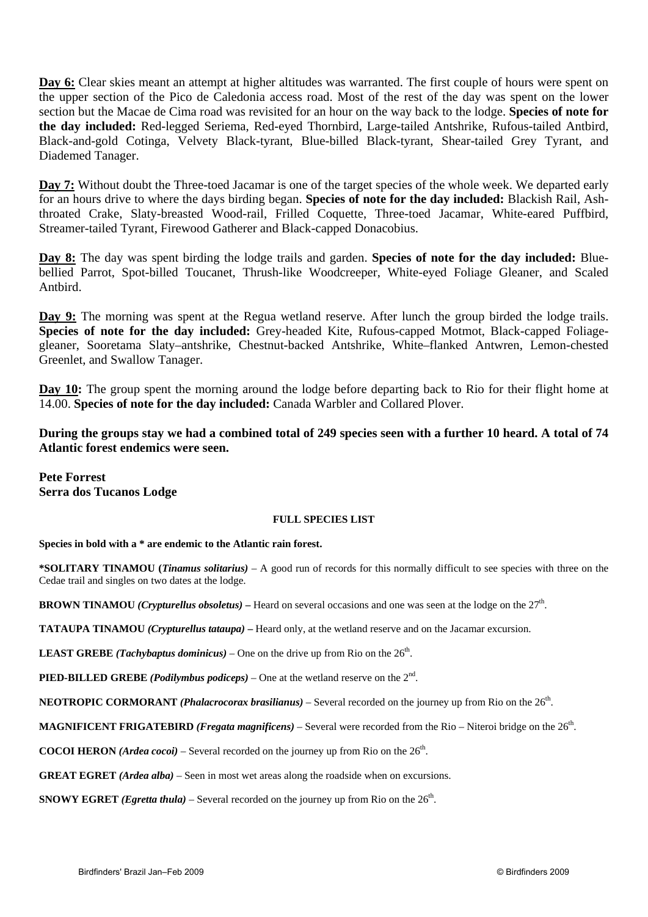**Day 6:** Clear skies meant an attempt at higher altitudes was warranted. The first couple of hours were spent on the upper section of the Pico de Caledonia access road. Most of the rest of the day was spent on the lower section but the Macae de Cima road was revisited for an hour on the way back to the lodge. **Species of note for the day included:** Red-legged Seriema, Red-eyed Thornbird, Large-tailed Antshrike, Rufous-tailed Antbird, Black-and-gold Cotinga, Velvety Black-tyrant, Blue-billed Black-tyrant, Shear-tailed Grey Tyrant, and Diademed Tanager.

**Day 7:** Without doubt the Three-toed Jacamar is one of the target species of the whole week. We departed early for an hours drive to where the days birding began. **Species of note for the day included:** Blackish Rail, Ash-throated Crake, Slaty-breasted Wood-rail, Frilled Coquette, Three-toed Jacamar, White-eared Puffbird, Streamer-tailed Tyrant, Firewood Gatherer and Black-capped Donacobius.

**Day 8:** The day was spent birding the lodge trails and garden. **Species of note for the day included:** Blue-bellied Parrot, Spot-billed Toucanet, Thrush-like Woodcreeper, White-eyed Foliage Gleaner, and Scaled Antbird.

**Day 9:** The morning was spent at the Regua wetland reserve. After lunch the group birded the lodge trails. **Species of note for the day included:** Grey-headed Kite, Rufous-capped Motmot, Black-capped Foliage-gleaner, Sooretama Slaty–antshrike, Chestnut-backed Antshrike, White–flanked Antwren, Lemon-chested Greenlet, and Swallow Tanager.

**Day 10:** The group spent the morning around the lodge before departing back to Rio for their flight home at 14.00. **Species of note for the day included:** Canada Warbler and Collared Plover.

**During the groups stay we had a combined total of 249 species seen with a further 10 heard. A total of 74 Atlantic forest endemics were seen.**

**Pete Forrest**
**Serra dos Tucanos Lodge**

## FULL SPECIES LIST

**Species in bold with a * are endemic to the Atlantic rain forest.**

***SOLITARY TINAMOU (*Tinamus solitarius*)** – A good run of records for this normally difficult to see species with three on the Cedae trail and singles on two dates at the lodge.

**BROWN TINAMOU *(Crypturellus obsoletus)* –** Heard on several occasions and one was seen at the lodge on the 27th.

**TATAUPA TINAMOU *(Crypturellus tataupa)* –** Heard only, at the wetland reserve and on the Jacamar excursion.

**LEAST GREBE *(Tachybaptus dominicus)*** – One on the drive up from Rio on the 26th.

**PIED-BILLED GREBE *(Podilymbus podiceps)*** – One at the wetland reserve on the 2nd.

**NEOTROPIC CORMORANT *(Phalacrocorax brasilianus)*** – Several recorded on the journey up from Rio on the 26th.

**MAGNIFICENT FRIGATEBIRD *(Fregata magnificens)*** – Several were recorded from the Rio – Niteroi bridge on the 26th.

**COCOI HERON *(Ardea cocoi)*** – Several recorded on the journey up from Rio on the 26th.

**GREAT EGRET *(Ardea alba)*** – Seen in most wet areas along the roadside when on excursions.

**SNOWY EGRET *(Egretta thula)*** – Several recorded on the journey up from Rio on the 26th.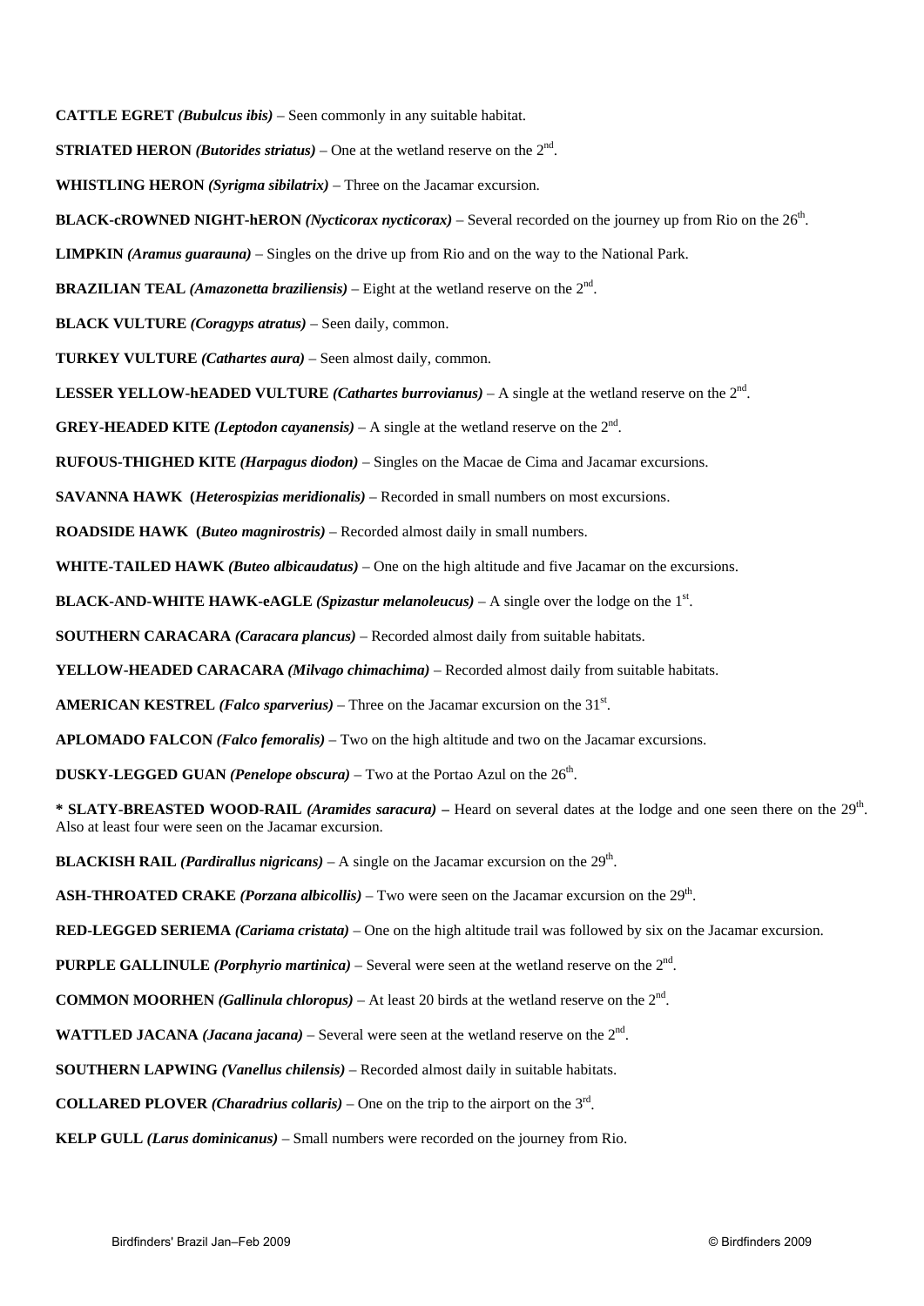**CATTLE EGRET *(Bubulcus ibis)*** – Seen commonly in any suitable habitat.

**STRIATED HERON *(Butorides striatus)*** – One at the wetland reserve on the 2nd.

**WHISTLING HERON *(Syrigma sibilatrix)*** – Three on the Jacamar excursion.

**BLACK-cROWNED NIGHT-hERON *(Nycticorax nycticorax)*** – Several recorded on the journey up from Rio on the 26th.

**LIMPKIN *(Aramus guarauna)*** – Singles on the drive up from Rio and on the way to the National Park.

**BRAZILIAN TEAL *(Amazonetta braziliensis)*** – Eight at the wetland reserve on the 2nd.

**BLACK VULTURE *(Coragyps atratus)*** – Seen daily, common.

**TURKEY VULTURE *(Cathartes aura)*** – Seen almost daily, common.

**LESSER YELLOW-hEADED VULTURE *(Cathartes burrovianus)*** – A single at the wetland reserve on the 2nd.

**GREY-HEADED KITE *(Leptodon cayanensis)*** – A single at the wetland reserve on the 2nd.

**RUFOUS-THIGHED KITE *(Harpagus diodon)*** – Singles on the Macae de Cima and Jacamar excursions.

**SAVANNA HAWK (*Heterospizias meridionalis)*** – Recorded in small numbers on most excursions.

**ROADSIDE HAWK (*Buteo magnirostris)*** – Recorded almost daily in small numbers.

**WHITE-TAILED HAWK *(Buteo albicaudatus)*** – One on the high altitude and five Jacamar on the excursions.

**BLACK-AND-WHITE HAWK-eAGLE *(Spizastur melanoleucus)*** – A single over the lodge on the 1st.

**SOUTHERN CARACARA *(Caracara plancus)*** – Recorded almost daily from suitable habitats.

**YELLOW-HEADED CARACARA *(Milvago chimachima)*** – Recorded almost daily from suitable habitats.

**AMERICAN KESTREL *(Falco sparverius)*** – Three on the Jacamar excursion on the 31st.

**APLOMADO FALCON *(Falco femoralis)*** – Two on the high altitude and two on the Jacamar excursions.

**DUSKY-LEGGED GUAN *(Penelope obscura)*** – Two at the Portao Azul on the 26th.

**\* SLATY-BREASTED WOOD-RAIL *(Aramides saracura)* –** Heard on several dates at the lodge and one seen there on the 29th. Also at least four were seen on the Jacamar excursion.

**BLACKISH RAIL *(Pardirallus nigricans)*** – A single on the Jacamar excursion on the 29th.

**ASH-THROATED CRAKE *(Porzana albicollis)*** – Two were seen on the Jacamar excursion on the 29th.

**RED-LEGGED SERIEMA *(Cariama cristata)*** – One on the high altitude trail was followed by six on the Jacamar excursion.

**PURPLE GALLINULE *(Porphyrio martinica)*** – Several were seen at the wetland reserve on the 2nd.

**COMMON MOORHEN *(Gallinula chloropus)*** – At least 20 birds at the wetland reserve on the 2nd.

**WATTLED JACANA *(Jacana jacana)*** – Several were seen at the wetland reserve on the 2nd.

**SOUTHERN LAPWING *(Vanellus chilensis)*** – Recorded almost daily in suitable habitats.

**COLLARED PLOVER *(Charadrius collaris)*** – One on the trip to the airport on the 3rd.

**KELP GULL *(Larus dominicanus)*** – Small numbers were recorded on the journey from Rio.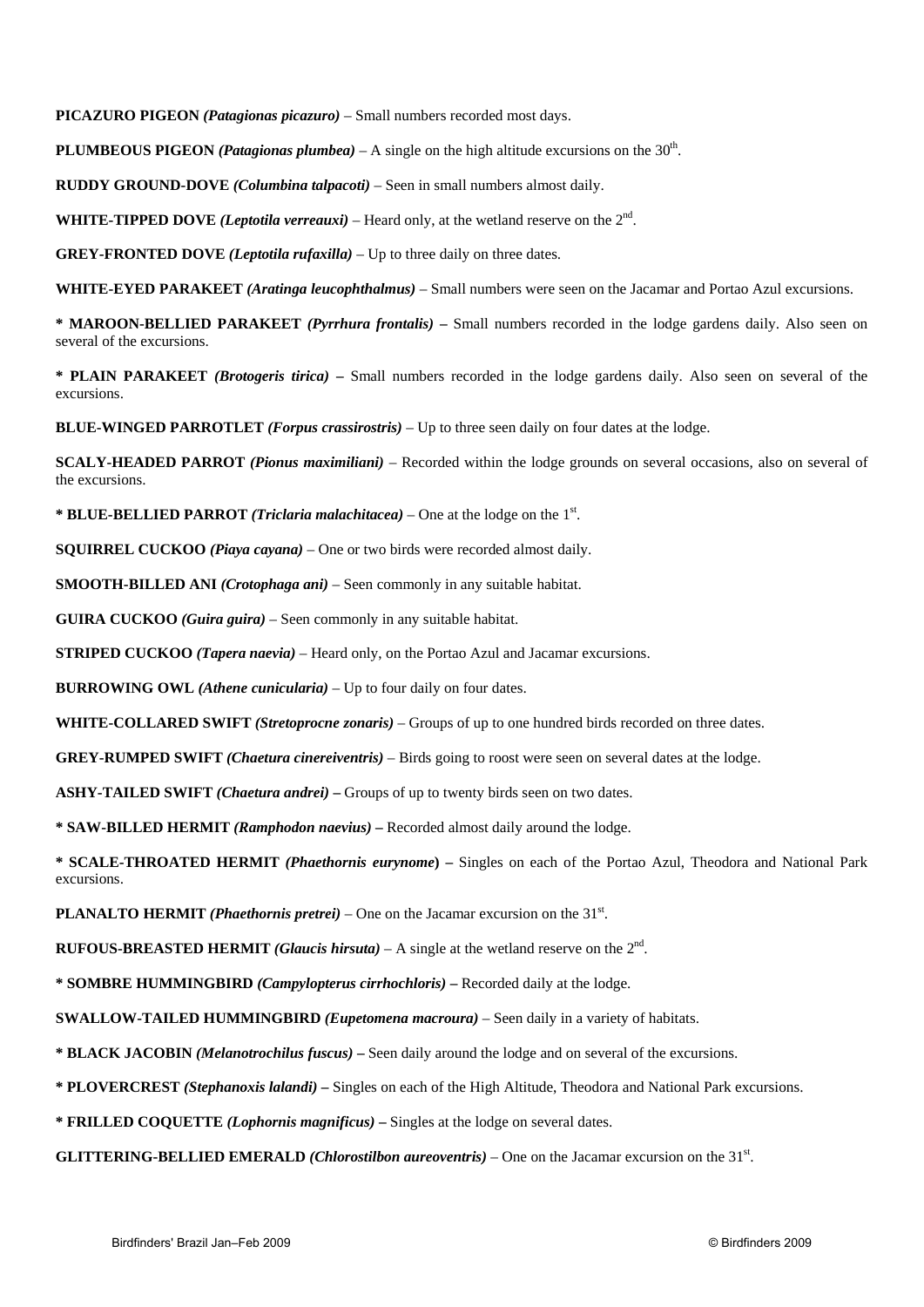**PICAZURO PIGEON** ***(Patagionas picazuro)*** – Small numbers recorded most days.

**PLUMBEOUS PIGEON** ***(Patagionas plumbea)*** – A single on the high altitude excursions on the 30th.

**RUDDY GROUND-DOVE** ***(Columbina talpacoti)*** – Seen in small numbers almost daily.

**WHITE-TIPPED DOVE** ***(Leptotila verreauxi)*** – Heard only, at the wetland reserve on the 2nd.

**GREY-FRONTED DOVE** ***(Leptotila rufaxilla)*** – Up to three daily on three dates.

**WHITE-EYED PARAKEET** ***(Aratinga leucophthalmus)*** – Small numbers were seen on the Jacamar and Portao Azul excursions.

**\* MAROON-BELLIED PARAKEET** ***(Pyrrhura frontalis)*** **–** Small numbers recorded in the lodge gardens daily. Also seen on several of the excursions.

**\* PLAIN PARAKEET** ***(Brotogeris tirica)*** **–** Small numbers recorded in the lodge gardens daily. Also seen on several of the excursions.

**BLUE-WINGED PARROTLET** ***(Forpus crassirostris)*** – Up to three seen daily on four dates at the lodge.

**SCALY-HEADED PARROT** ***(Pionus maximiliani)*** – Recorded within the lodge grounds on several occasions, also on several of the excursions.

**\* BLUE-BELLIED PARROT** ***(Triclaria malachitacea)*** – One at the lodge on the 1st.

**SQUIRREL CUCKOO** ***(Piaya cayana)*** – One or two birds were recorded almost daily.

**SMOOTH-BILLED ANI** ***(Crotophaga ani)*** – Seen commonly in any suitable habitat.

**GUIRA CUCKOO** ***(Guira guira)*** – Seen commonly in any suitable habitat.

**STRIPED CUCKOO** ***(Tapera naevia)*** – Heard only, on the Portao Azul and Jacamar excursions.

**BURROWING OWL** ***(Athene cunicularia)*** – Up to four daily on four dates.

**WHITE-COLLARED SWIFT** ***(Stretoprocne zonaris)*** – Groups of up to one hundred birds recorded on three dates.

**GREY-RUMPED SWIFT** ***(Chaetura cinereiventris)*** – Birds going to roost were seen on several dates at the lodge.

**ASHY-TAILED SWIFT** ***(Chaetura andrei)*** **–** Groups of up to twenty birds seen on two dates.

**\* SAW-BILLED HERMIT** ***(Ramphodon naevius)*** **–** Recorded almost daily around the lodge.

**\* SCALE-THROATED HERMIT** ***(Phaethornis eurynome*****) –** Singles on each of the Portao Azul, Theodora and National Park excursions.

**PLANALTO HERMIT** ***(Phaethornis pretrei)*** – One on the Jacamar excursion on the 31st.

**RUFOUS-BREASTED HERMIT** ***(Glaucis hirsuta)*** – A single at the wetland reserve on the 2nd.

**\* SOMBRE HUMMINGBIRD** ***(Campylopterus cirrhochloris)*** **–** Recorded daily at the lodge.

**SWALLOW-TAILED HUMMINGBIRD** ***(Eupetomena macroura)*** – Seen daily in a variety of habitats.

**\* BLACK JACOBIN** ***(Melanotrochilus fuscus)*** **–** Seen daily around the lodge and on several of the excursions.

**\* PLOVERCREST** ***(Stephanoxis lalandi)*** **–** Singles on each of the High Altitude, Theodora and National Park excursions.

**\* FRILLED COQUETTE** ***(Lophornis magnificus)*** **–** Singles at the lodge on several dates.

**GLITTERING-BELLIED EMERALD** ***(Chlorostilbon aureoventris)*** – One on the Jacamar excursion on the 31st.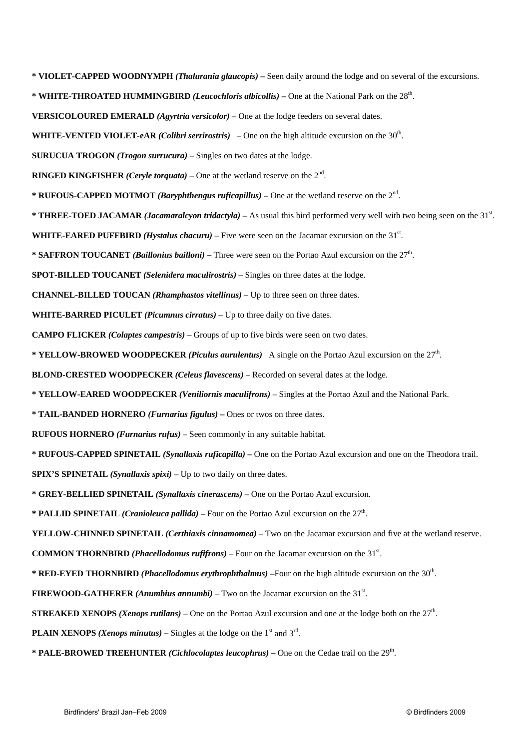**\* VIOLET-CAPPED WOODNYMPH** ***(Thalurania glaucopis)*** **–** Seen daily around the lodge and on several of the excursions.

**\* WHITE-THROATED HUMMINGBIRD** ***(Leucochloris albicollis)*** **–** One at the National Park on the 28th.

**VERSICOLOURED EMERALD** ***(Agyrtria versicolor)*** – One at the lodge feeders on several dates.

**WHITE-VENTED VIOLET-eAR** ***(Colibri serrirostris)*** – One on the high altitude excursion on the 30th.

**SURUCUA TROGON** ***(Trogon surrucura)*** – Singles on two dates at the lodge.

**RINGED KINGFISHER** ***(Ceryle torquata)*** – One at the wetland reserve on the 2nd.

**\* RUFOUS-CAPPED MOTMOT** ***(Baryphthengus ruficapillus)*** **–** One at the wetland reserve on the 2nd.

**\* THREE-TOED JACAMAR** ***(Jacamaralcyon tridactyla)*** **–** As usual this bird performed very well with two being seen on the 31st.

**WHITE-EARED PUFFBIRD** ***(Hystalus chacuru)*** – Five were seen on the Jacamar excursion on the 31st.

**\* SAFFRON TOUCANET** ***(Baillonius bailloni)*** **–** Three were seen on the Portao Azul excursion on the 27th.

**SPOT-BILLED TOUCANET** ***(Selenidera maculirostris)*** – Singles on three dates at the lodge.

**CHANNEL-BILLED TOUCAN** ***(Rhamphastos vitellinus)*** – Up to three seen on three dates.

**WHITE-BARRED PICULET** ***(Picumnus cirratus)*** – Up to three daily on five dates.

**CAMPO FLICKER** ***(Colaptes campestris)*** – Groups of up to five birds were seen on two dates.

**\* YELLOW-BROWED WOODPECKER** ***(Piculus aurulentus)*** A single on the Portao Azul excursion on the 27th.

**BLOND-CRESTED WOODPECKER** ***(Celeus flavescens)*** – Recorded on several dates at the lodge.

**\* YELLOW-EARED WOODPECKER** ***(Veniliornis maculifrons)*** – Singles at the Portao Azul and the National Park.

**\* TAIL-BANDED HORNERO** ***(Furnarius figulus)*** **–** Ones or twos on three dates.

**RUFOUS HORNERO** ***(Furnarius rufus)*** – Seen commonly in any suitable habitat.

**\* RUFOUS-CAPPED SPINETAIL** ***(Synallaxis ruficapilla)*** **–** One on the Portao Azul excursion and one on the Theodora trail.

**SPIX'S SPINETAIL** ***(Synallaxis spixi)*** – Up to two daily on three dates.

**\* GREY-BELLIED SPINETAIL** ***(Synallaxis cinerascens)*** – One on the Portao Azul excursion.

**\* PALLID SPINETAIL** ***(Cranioleuca pallida)*** **–** Four on the Portao Azul excursion on the 27th.

**YELLOW-CHINNED SPINETAIL** ***(Certhiaxis cinnamomea)*** – Two on the Jacamar excursion and five at the wetland reserve.

**COMMON THORNBIRD** ***(Phacellodomus rufifrons)*** – Four on the Jacamar excursion on the 31st.

**\* RED-EYED THORNBIRD** ***(Phacellodomus erythrophthalmus)*** **–**Four on the high altitude excursion on the 30th.

**FIREWOOD-GATHERER** ***(Anumbius annumbi)*** – Two on the Jacamar excursion on the 31st.

**STREAKED XENOPS** ***(Xenops rutilans)*** – One on the Portao Azul excursion and one at the lodge both on the 27th.

**PLAIN XENOPS** ***(Xenops minutus)*** – Singles at the lodge on the 1st and 3rd.

**\* PALE-BROWED TREEHUNTER** ***(Cichlocolaptes leucophrus)*** **–** One on the Cedae trail on the 29th.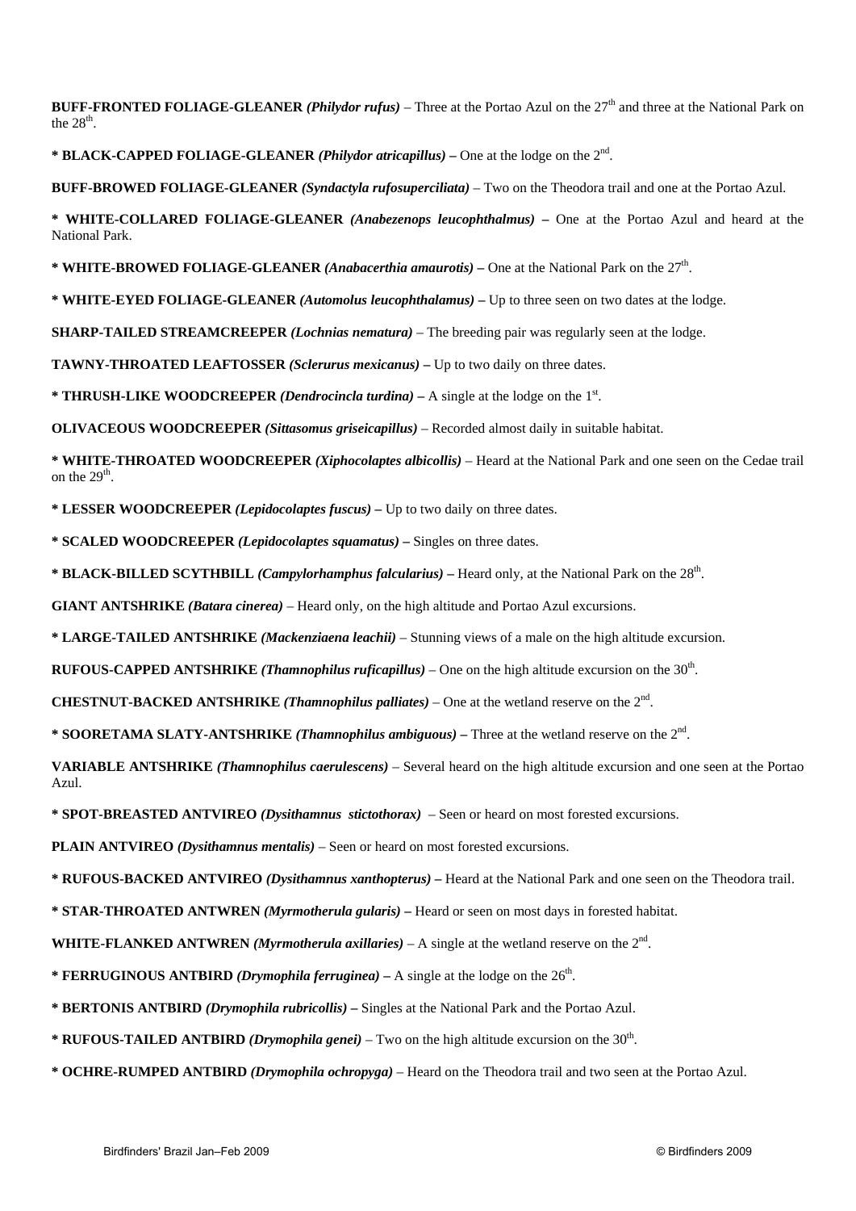**BUFF-FRONTED FOLIAGE-GLEANER** ***(Philydor rufus)*** – Three at the Portao Azul on the 27th and three at the National Park on the 28th.

**\* BLACK-CAPPED FOLIAGE-GLEANER** ***(Philydor atricapillus)*** **–** One at the lodge on the 2nd.

**BUFF-BROWED FOLIAGE-GLEANER** ***(Syndactyla rufosuperciliata)*** – Two on the Theodora trail and one at the Portao Azul.

**\* WHITE-COLLARED FOLIAGE-GLEANER** ***(Anabezenops leucophthalmus)*** **–** One at the Portao Azul and heard at the National Park.

**\* WHITE-BROWED FOLIAGE-GLEANER** ***(Anabacerthia amaurotis)*** **–** One at the National Park on the 27th.

**\* WHITE-EYED FOLIAGE-GLEANER** ***(Automolus leucophthalamus)*** **–** Up to three seen on two dates at the lodge.

**SHARP-TAILED STREAMCREEPER** ***(Lochnias nematura)*** – The breeding pair was regularly seen at the lodge.

**TAWNY-THROATED LEAFTOSSER** ***(Sclerurus mexicanus)*** **–** Up to two daily on three dates.

**\* THRUSH-LIKE WOODCREEPER** ***(Dendrocincla turdina)*** **–** A single at the lodge on the 1st.

**OLIVACEOUS WOODCREEPER** ***(Sittasomus griseicapillus)*** – Recorded almost daily in suitable habitat.

**\* WHITE-THROATED WOODCREEPER** ***(Xiphocolaptes albicollis)*** – Heard at the National Park and one seen on the Cedae trail on the 29th.

**\* LESSER WOODCREEPER** ***(Lepidocolaptes fuscus)*** **–** Up to two daily on three dates.

**\* SCALED WOODCREEPER** ***(Lepidocolaptes squamatus)*** **–** Singles on three dates.

**\* BLACK-BILLED SCYTHBILL** ***(Campylorhamphus falcularius)*** **–** Heard only, at the National Park on the 28th.

**GIANT ANTSHRIKE** ***(Batara cinerea)*** – Heard only, on the high altitude and Portao Azul excursions.

**\* LARGE-TAILED ANTSHRIKE** ***(Mackenziaena leachii)*** – Stunning views of a male on the high altitude excursion.

**RUFOUS-CAPPED ANTSHRIKE** ***(Thamnophilus ruficapillus)*** – One on the high altitude excursion on the 30th.

**CHESTNUT-BACKED ANTSHRIKE** ***(Thamnophilus palliates)*** – One at the wetland reserve on the 2nd.

**\* SOORETAMA SLATY-ANTSHRIKE** ***(Thamnophilus ambiguous)*** **–** Three at the wetland reserve on the 2nd.

**VARIABLE ANTSHRIKE** ***(Thamnophilus caerulescens)*** – Several heard on the high altitude excursion and one seen at the Portao Azul.

**\* SPOT-BREASTED ANTVIREO** ***(Dysithamnus stictothorax)*** – Seen or heard on most forested excursions.

**PLAIN ANTVIREO** ***(Dysithamnus mentalis)*** – Seen or heard on most forested excursions.

**\* RUFOUS-BACKED ANTVIREO** ***(Dysithamnus xanthopterus)*** **–** Heard at the National Park and one seen on the Theodora trail.

**\* STAR-THROATED ANTWREN** ***(Myrmotherula gularis)*** **–** Heard or seen on most days in forested habitat.

**WHITE-FLANKED ANTWREN** ***(Myrmotherula axillaries)*** – A single at the wetland reserve on the 2nd.

**\* FERRUGINOUS ANTBIRD** ***(Drymophila ferruginea)*** **–** A single at the lodge on the 26th.

**\* BERTONIS ANTBIRD** ***(Drymophila rubricollis)*** **–** Singles at the National Park and the Portao Azul.

**\* RUFOUS-TAILED ANTBIRD** ***(Drymophila genei)*** – Two on the high altitude excursion on the 30th.

**\* OCHRE-RUMPED ANTBIRD** ***(Drymophila ochropyga)*** – Heard on the Theodora trail and two seen at the Portao Azul.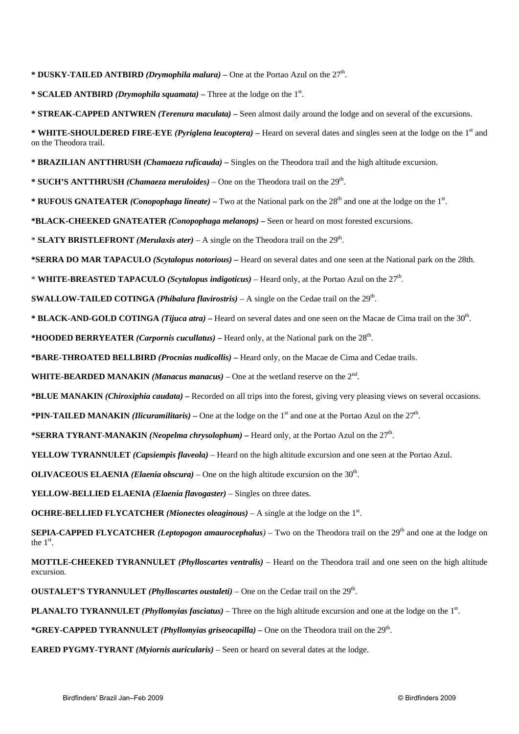**\* DUSKY-TAILED ANTBIRD *(Drymophila malura)* –** One at the Portao Azul on the 27th.

**\* SCALED ANTBIRD *(Drymophila squamata)* –** Three at the lodge on the 1st.

**\* STREAK-CAPPED ANTWREN *(Terenura maculata)* –** Seen almost daily around the lodge and on several of the excursions.

**\* WHITE-SHOULDERED FIRE-EYE *(Pyriglena leucoptera)* –** Heard on several dates and singles seen at the lodge on the 1st and on the Theodora trail.

**\* BRAZILIAN ANTTHRUSH *(Chamaeza ruficauda)* –** Singles on the Theodora trail and the high altitude excursion.

**\* SUCH'S ANTTHRUSH *(Chamaeza meruloides)*** – One on the Theodora trail on the 29th.

**\* RUFOUS GNATEATER *(Conopophaga lineate)* –** Two at the National park on the 28th and one at the lodge on the 1st.

**\*BLACK-CHEEKED GNATEATER *(Conopophaga melanops)* –** Seen or heard on most forested excursions.

\* **SLATY BRISTLEFRONT *(Merulaxis ater)*** – A single on the Theodora trail on the 29th.

**\*SERRA DO MAR TAPACULO *(Scytalopus notorious)* –** Heard on several dates and one seen at the National park on the 28th.

\* **WHITE-BREASTED TAPACULO *(Scytalopus indigoticus)*** – Heard only, at the Portao Azul on the 27th.

**SWALLOW-TAILED COTINGA *(Phibalura flavirostris)*** – A single on the Cedae trail on the 29th.

**\* BLACK-AND-GOLD COTINGA *(Tijuca atra)* –** Heard on several dates and one seen on the Macae de Cima trail on the 30th.

**\*HOODED BERRYEATER *(Carpornis cucullatus)* –** Heard only, at the National park on the 28th.

**\*BARE-THROATED BELLBIRD *(Procnias nudicollis)* –** Heard only, on the Macae de Cima and Cedae trails.

**WHITE-BEARDED MANAKIN *(Manacus manacus)*** – One at the wetland reserve on the 2nd.

**\*BLUE MANAKIN *(Chiroxiphia caudata)* –** Recorded on all trips into the forest, giving very pleasing views on several occasions.

**\*PIN-TAILED MANAKIN *(Ilicuramilitaris)* –** One at the lodge on the 1st and one at the Portao Azul on the 27th.

**\*SERRA TYRANT-MANAKIN *(Neopelma chrysolophum)* –** Heard only, at the Portao Azul on the 27th.

**YELLOW TYRANNULET *(Capsiempis flaveola)*** – Heard on the high altitude excursion and one seen at the Portao Azul.

**OLIVACEOUS ELAENIA *(Elaenia obscura)*** – One on the high altitude excursion on the 30th.

**YELLOW-BELLIED ELAENIA *(Elaenia flavogaster)*** – Singles on three dates.

**OCHRE-BELLIED FLYCATCHER *(Mionectes oleaginous)*** – A single at the lodge on the 1st.

**SEPIA-CAPPED FLYCATCHER *(Leptopogon amaurocephalus)*** – Two on the Theodora trail on the 29th and one at the lodge on the 1st.

**MOTTLE-CHEEKED TYRANNULET *(Phylloscartes ventralis)*** – Heard on the Theodora trail and one seen on the high altitude excursion.

**OUSTALET'S TYRANNULET *(Phylloscartes oustaleti)*** – One on the Cedae trail on the 29th.

**PLANALTO TYRANNULET *(Phyllomyias fasciatus)*** – Three on the high altitude excursion and one at the lodge on the 1st.

**\*GREY-CAPPED TYRANNULET *(Phyllomyias griseocapilla)* –** One on the Theodora trail on the 29th.

**EARED PYGMY-TYRANT *(Myiornis auricularis)*** – Seen or heard on several dates at the lodge.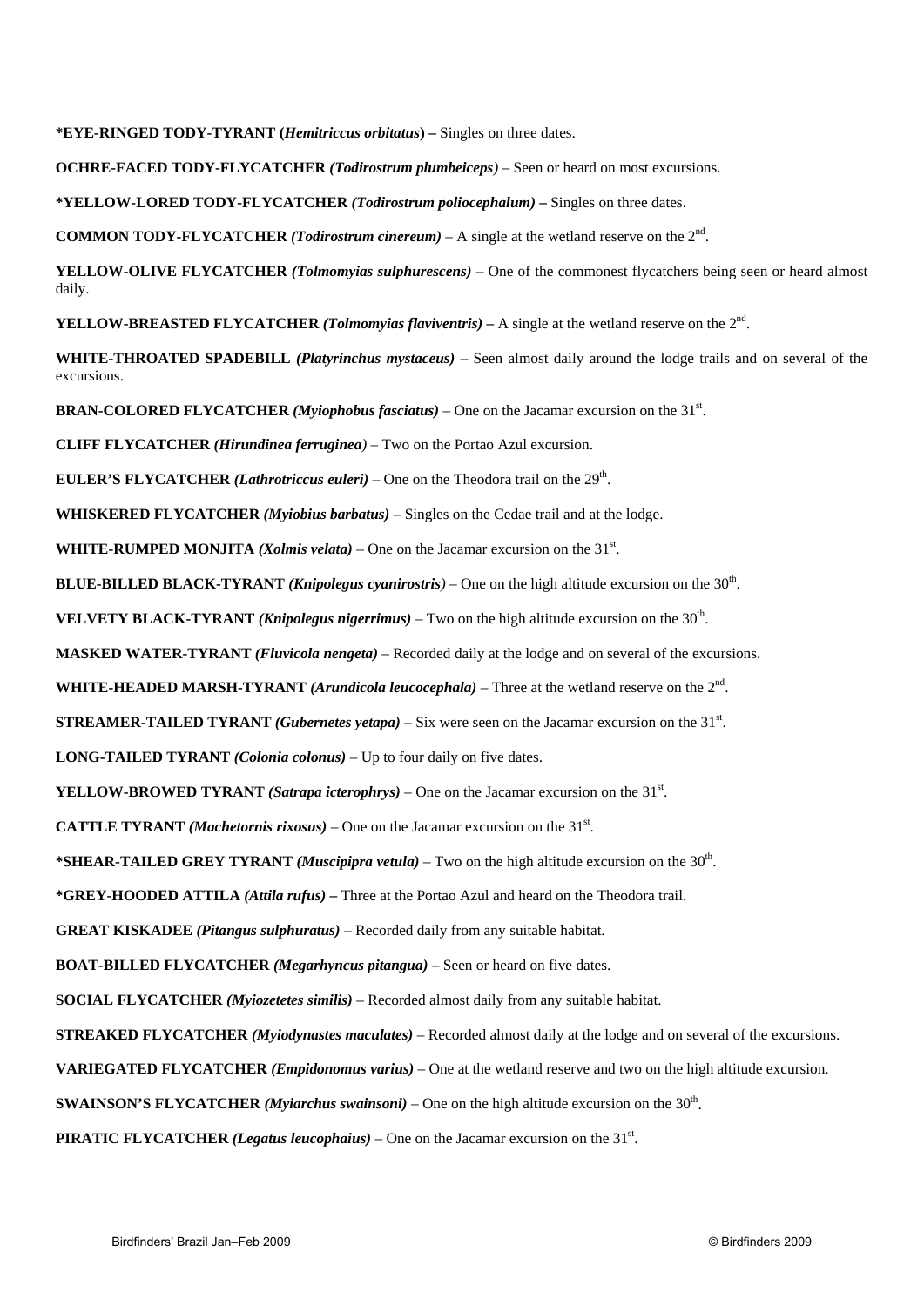**\*EYE-RINGED TODY-TYRANT (*Hemitriccus orbitatus*) –** Singles on three dates.

**OCHRE-FACED TODY-FLYCATCHER *(Todirostrum plumbeiceps)*** – Seen or heard on most excursions.

**\*YELLOW-LORED TODY-FLYCATCHER *(Todirostrum poliocephalum)* –** Singles on three dates.

**COMMON TODY-FLYCATCHER *(Todirostrum cinereum)*** – A single at the wetland reserve on the 2nd.

**YELLOW-OLIVE FLYCATCHER *(Tolmomyias sulphurescens)*** – One of the commonest flycatchers being seen or heard almost daily.

**YELLOW-BREASTED FLYCATCHER *(Tolmomyias flaviventris)* –** A single at the wetland reserve on the 2nd.

**WHITE-THROATED SPADEBILL *(Platyrinchus mystaceus)*** – Seen almost daily around the lodge trails and on several of the excursions.

**BRAN-COLORED FLYCATCHER *(Myiophobus fasciatus)*** – One on the Jacamar excursion on the 31st.

**CLIFF FLYCATCHER *(Hirundinea ferruginea)*** – Two on the Portao Azul excursion.

**EULER'S FLYCATCHER *(Lathrotriccus euleri)*** – One on the Theodora trail on the 29th.

**WHISKERED FLYCATCHER *(Myiobius barbatus)*** – Singles on the Cedae trail and at the lodge.

**WHITE-RUMPED MONJITA *(Xolmis velata)*** – One on the Jacamar excursion on the 31st.

**BLUE-BILLED BLACK-TYRANT *(Knipolegus cyanirostris)*** – One on the high altitude excursion on the 30th.

**VELVETY BLACK-TYRANT *(Knipolegus nigerrimus)*** – Two on the high altitude excursion on the 30th.

**MASKED WATER-TYRANT *(Fluvicola nengeta)*** – Recorded daily at the lodge and on several of the excursions.

**WHITE-HEADED MARSH-TYRANT *(Arundicola leucocephala)*** – Three at the wetland reserve on the 2nd.

**STREAMER-TAILED TYRANT *(Gubernetes yetapa)*** – Six were seen on the Jacamar excursion on the 31st.

**LONG-TAILED TYRANT *(Colonia colonus)*** – Up to four daily on five dates.

**YELLOW-BROWED TYRANT *(Satrapa icterophrys)*** – One on the Jacamar excursion on the 31st.

**CATTLE TYRANT *(Machetornis rixosus)*** – One on the Jacamar excursion on the 31st.

**\*SHEAR-TAILED GREY TYRANT *(Muscipipra vetula)*** – Two on the high altitude excursion on the 30th.

**\*GREY-HOODED ATTILA *(Attila rufus)* –** Three at the Portao Azul and heard on the Theodora trail.

**GREAT KISKADEE *(Pitangus sulphuratus)*** – Recorded daily from any suitable habitat.

**BOAT-BILLED FLYCATCHER *(Megarhyncus pitangua)*** – Seen or heard on five dates.

**SOCIAL FLYCATCHER *(Myiozetetes similis)*** – Recorded almost daily from any suitable habitat.

**STREAKED FLYCATCHER *(Myiodynastes maculates)*** – Recorded almost daily at the lodge and on several of the excursions.

**VARIEGATED FLYCATCHER *(Empidonomus varius)*** – One at the wetland reserve and two on the high altitude excursion.

**SWAINSON'S FLYCATCHER *(Myiarchus swainsoni)*** – One on the high altitude excursion on the 30th.

**PIRATIC FLYCATCHER *(Legatus leucophaius)*** – One on the Jacamar excursion on the 31st.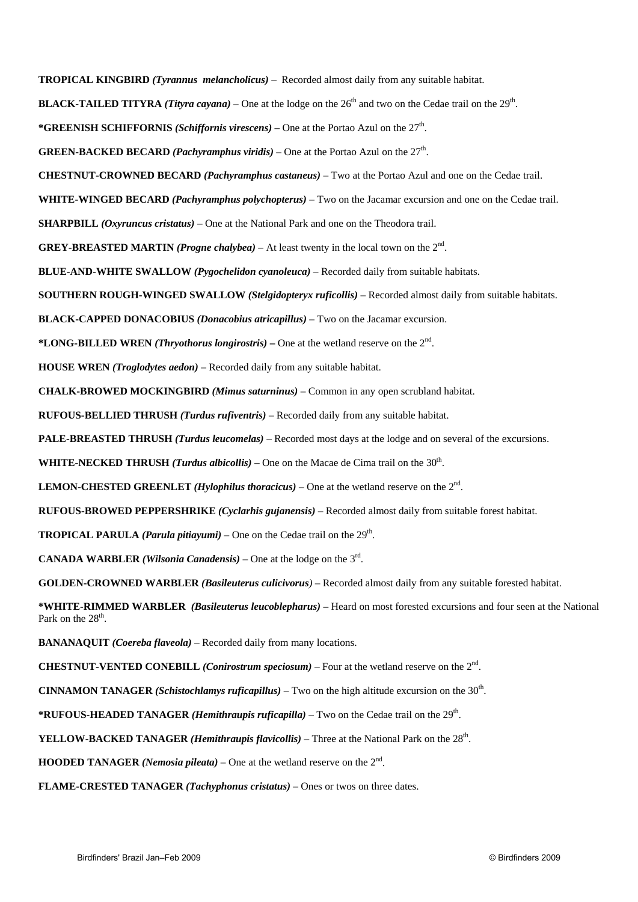**TROPICAL KINGBIRD** ***(Tyrannus melancholicus)*** – Recorded almost daily from any suitable habitat.

**BLACK-TAILED TITYRA** ***(Tityra cayana)*** – One at the lodge on the 26th and two on the Cedae trail on the 29th.

**\*GREENISH SCHIFFORNIS** ***(Schiffornis virescens)*** **–** One at the Portao Azul on the 27th.

**GREEN-BACKED BECARD** ***(Pachyramphus viridis)*** – One at the Portao Azul on the 27th.

**CHESTNUT-CROWNED BECARD** ***(Pachyramphus castaneus)*** – Two at the Portao Azul and one on the Cedae trail.

**WHITE-WINGED BECARD** ***(Pachyramphus polychopterus)*** – Two on the Jacamar excursion and one on the Cedae trail.

**SHARPBILL** ***(Oxyruncus cristatus)*** – One at the National Park and one on the Theodora trail.

**GREY-BREASTED MARTIN** ***(Progne chalybea)*** – At least twenty in the local town on the 2nd.

**BLUE-AND-WHITE SWALLOW** ***(Pygochelidon cyanoleuca)*** – Recorded daily from suitable habitats.

**SOUTHERN ROUGH-WINGED SWALLOW** ***(Stelgidopteryx ruficollis)*** – Recorded almost daily from suitable habitats.

**BLACK-CAPPED DONACOBIUS** ***(Donacobius atricapillus)*** – Two on the Jacamar excursion.

**\*LONG-BILLED WREN** ***(Thryothorus longirostris)*** **–** One at the wetland reserve on the 2nd.

**HOUSE WREN** ***(Troglodytes aedon)*** – Recorded daily from any suitable habitat.

**CHALK-BROWED MOCKINGBIRD** ***(Mimus saturninus)*** – Common in any open scrubland habitat.

**RUFOUS-BELLIED THRUSH** ***(Turdus rufiventris)*** – Recorded daily from any suitable habitat.

**PALE-BREASTED THRUSH** ***(Turdus leucomelas)*** – Recorded most days at the lodge and on several of the excursions.

**WHITE-NECKED THRUSH** ***(Turdus albicollis)*** **–** One on the Macae de Cima trail on the 30th.

**LEMON-CHESTED GREENLET** ***(Hylophilus thoracicus)*** – One at the wetland reserve on the 2nd.

**RUFOUS-BROWED PEPPERSHRIKE** ***(Cyclarhis gujanensis)*** – Recorded almost daily from suitable forest habitat.

**TROPICAL PARULA** ***(Parula pitiayumi)*** – One on the Cedae trail on the 29th.

**CANADA WARBLER** ***(Wilsonia Canadensis)*** – One at the lodge on the 3rd.

**GOLDEN-CROWNED WARBLER** ***(Basileuterus culicivorus)*** – Recorded almost daily from any suitable forested habitat.

**\*WHITE-RIMMED WARBLER** ***(Basileuterus leucoblepharus)*** **–** Heard on most forested excursions and four seen at the National Park on the 28th.

**BANANAQUIT** ***(Coereba flaveola)*** – Recorded daily from many locations.

**CHESTNUT-VENTED CONEBILL** ***(Conirostrum speciosum)*** – Four at the wetland reserve on the 2nd.

**CINNAMON TANAGER** ***(Schistochlamys ruficapillus)*** – Two on the high altitude excursion on the 30th.

**\*RUFOUS-HEADED TANAGER** ***(Hemithraupis ruficapilla)*** – Two on the Cedae trail on the 29th.

**YELLOW-BACKED TANAGER** ***(Hemithraupis flavicollis)*** – Three at the National Park on the 28th.

**HOODED TANAGER** ***(Nemosia pileata)*** – One at the wetland reserve on the 2nd.

**FLAME-CRESTED TANAGER** ***(Tachyphonus cristatus)*** – Ones or twos on three dates.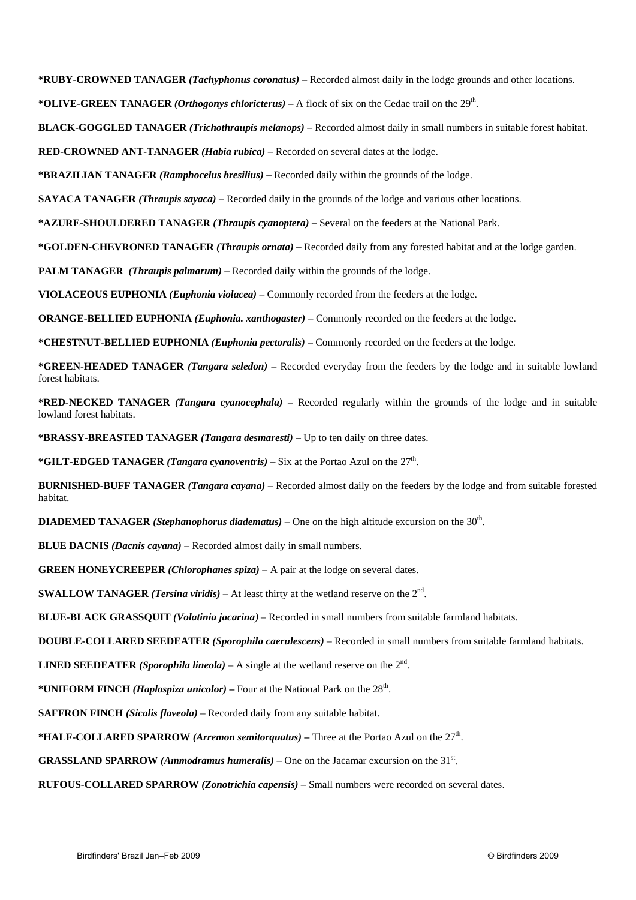**\*RUBY-CROWNED TANAGER** ***(Tachyphonus coronatus)*** **–** Recorded almost daily in the lodge grounds and other locations.

**\*OLIVE-GREEN TANAGER** ***(Orthogonys chloricterus)*** **–** A flock of six on the Cedae trail on the 29th.

**BLACK-GOGGLED TANAGER** ***(Trichothraupis melanops)*** – Recorded almost daily in small numbers in suitable forest habitat.

**RED-CROWNED ANT-TANAGER** ***(Habia rubica)*** – Recorded on several dates at the lodge.

**\*BRAZILIAN TANAGER** ***(Ramphocelus bresilius)*** **–** Recorded daily within the grounds of the lodge.

**SAYACA TANAGER** ***(Thraupis sayaca)*** – Recorded daily in the grounds of the lodge and various other locations.

**\*AZURE-SHOULDERED TANAGER** ***(Thraupis cyanoptera)*** **–** Several on the feeders at the National Park.

**\*GOLDEN-CHEVRONED TANAGER** ***(Thraupis ornata)*** **–** Recorded daily from any forested habitat and at the lodge garden.

**PALM TANAGER** ***(Thraupis palmarum)*** – Recorded daily within the grounds of the lodge.

**VIOLACEOUS EUPHONIA** ***(Euphonia violacea)*** – Commonly recorded from the feeders at the lodge.

**ORANGE-BELLIED EUPHONIA** ***(Euphonia. xanthogaster)*** – Commonly recorded on the feeders at the lodge.

**\*CHESTNUT-BELLIED EUPHONIA** ***(Euphonia pectoralis)*** **–** Commonly recorded on the feeders at the lodge.

**\*GREEN-HEADED TANAGER** ***(Tangara seledon)*** **–** Recorded everyday from the feeders by the lodge and in suitable lowland forest habitats.

**\*RED-NECKED TANAGER** ***(Tangara cyanocephala)*** **–** Recorded regularly within the grounds of the lodge and in suitable lowland forest habitats.

**\*BRASSY-BREASTED TANAGER** ***(Tangara desmaresti)*** **–** Up to ten daily on three dates.

**\*GILT-EDGED TANAGER** ***(Tangara cyanoventris)*** **–** Six at the Portao Azul on the 27th.

**BURNISHED-BUFF TANAGER** ***(Tangara cayana)*** – Recorded almost daily on the feeders by the lodge and from suitable forested habitat.

**DIADEMED TANAGER** ***(Stephanophorus diadematus)*** – One on the high altitude excursion on the 30th.

**BLUE DACNIS** ***(Dacnis cayana)*** – Recorded almost daily in small numbers.

**GREEN HONEYCREEPER** ***(Chlorophanes spiza)*** – A pair at the lodge on several dates.

**SWALLOW TANAGER** ***(Tersina viridis)*** – At least thirty at the wetland reserve on the 2nd.

**BLUE-BLACK GRASSQUIT** ***(Volatinia jacarina)*** – Recorded in small numbers from suitable farmland habitats.

**DOUBLE-COLLARED SEEDEATER** ***(Sporophila caerulescens)*** – Recorded in small numbers from suitable farmland habitats.

**LINED SEEDEATER** ***(Sporophila lineola)*** – A single at the wetland reserve on the 2nd.

**\*UNIFORM FINCH** ***(Haplospiza unicolor)*** **–** Four at the National Park on the 28th.

**SAFFRON FINCH** ***(Sicalis flaveola)*** – Recorded daily from any suitable habitat.

**\*HALF-COLLARED SPARROW** ***(Arremon semitorquatus)*** **–** Three at the Portao Azul on the 27th.

**GRASSLAND SPARROW** ***(Ammodramus humeralis)*** – One on the Jacamar excursion on the 31st.

**RUFOUS-COLLARED SPARROW** ***(Zonotrichia capensis)*** – Small numbers were recorded on several dates.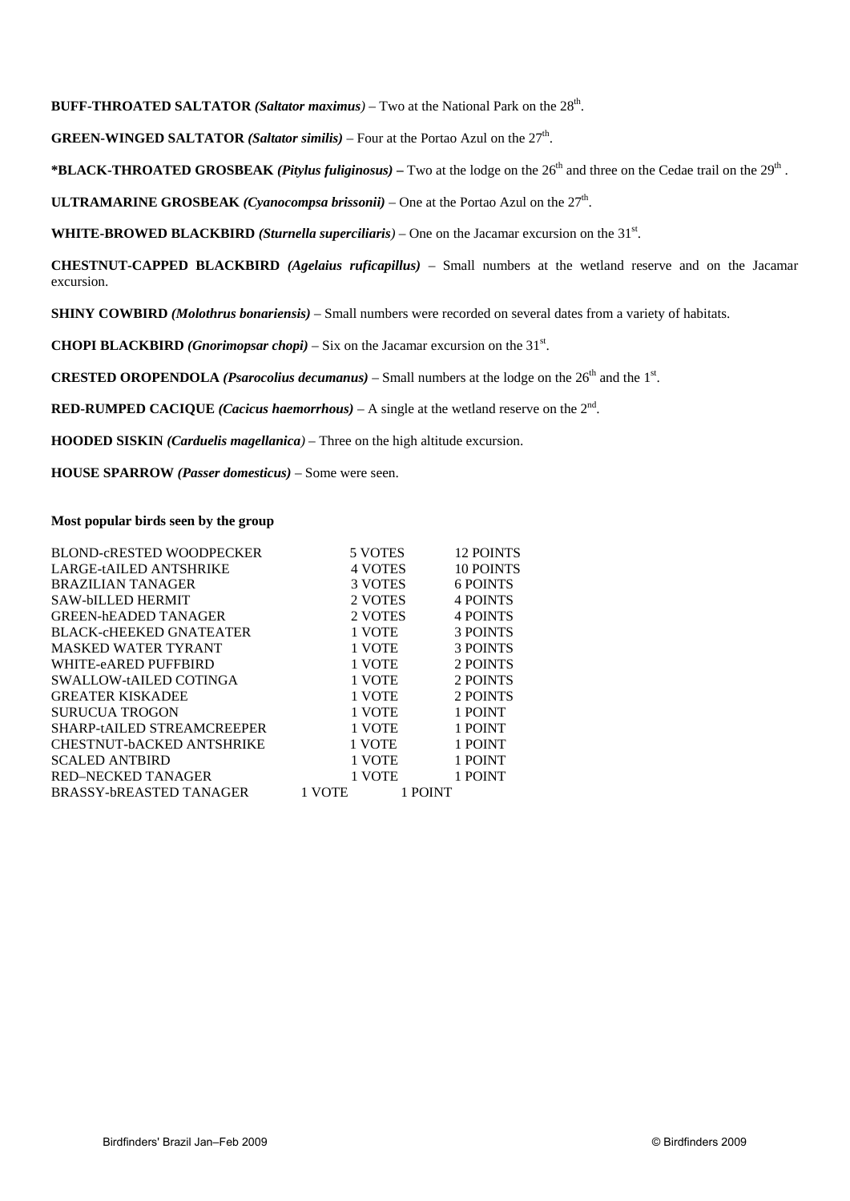**BUFF-THROATED SALTATOR** ***(Saltator maximus)*** – Two at the National Park on the 28th.

**GREEN-WINGED SALTATOR** ***(Saltator similis)*** – Four at the Portao Azul on the 27th.

***BLACK-THROATED GROSBEAK** ***(Pitylus fuliginosus)*** **–** Two at the lodge on the 26th and three on the Cedae trail on the 29th .

**ULTRAMARINE GROSBEAK** ***(Cyanocompsa brissonii)*** – One at the Portao Azul on the 27th.

**WHITE-BROWED BLACKBIRD** ***(Sturnella superciliaris)*** – One on the Jacamar excursion on the 31st.

**CHESTNUT-CAPPED BLACKBIRD** ***(Agelaius ruficapillus)*** – Small numbers at the wetland reserve and on the Jacamar excursion.

**SHINY COWBIRD** ***(Molothrus bonariensis)*** – Small numbers were recorded on several dates from a variety of habitats.

**CHOPI BLACKBIRD** ***(Gnorimopsar chopi)*** – Six on the Jacamar excursion on the 31st.

**CRESTED OROPENDOLA** ***(Psarocolius decumanus)*** – Small numbers at the lodge on the 26th and the 1st.

**RED-RUMPED CACIQUE** ***(Cacicus haemorrhous)*** – A single at the wetland reserve on the 2nd.

**HOODED SISKIN** ***(Carduelis magellanica)*** – Three on the high altitude excursion.

**HOUSE SPARROW** ***(Passer domesticus)*** – Some were seen.

**Most popular birds seen by the group**

| | | |
|---|---|---|
| BLOND-cRESTED WOODPECKER | 5 VOTES | 12 POINTS |
| LARGE-tAILED ANTSHRIKE | 4 VOTES | 10 POINTS |
| BRAZILIAN TANAGER | 3 VOTES | 6 POINTS |
| SAW-bILLED HERMIT | 2 VOTES | 4 POINTS |
| GREEN-hEADED TANAGER | 2 VOTES | 4 POINTS |
| BLACK-cHEEKED GNATEATER | 1 VOTE | 3 POINTS |
| MASKED WATER TYRANT | 1 VOTE | 3 POINTS |
| WHITE-eARED PUFFBIRD | 1 VOTE | 2 POINTS |
| SWALLOW-tAILED COTINGA | 1 VOTE | 2 POINTS |
| GREATER KISKADEE | 1 VOTE | 2 POINTS |
| SURUCUA TROGON | 1 VOTE | 1 POINT |
| SHARP-tAILED STREAMCREEPER | 1 VOTE | 1 POINT |
| CHESTNUT-bACKED ANTSHRIKE | 1 VOTE | 1 POINT |
| SCALED ANTBIRD | 1 VOTE | 1 POINT |
| RED–NECKED TANAGER | 1 VOTE | 1 POINT |
| BRASSY-bREASTED TANAGER | 1 VOTE | 1 POINT |